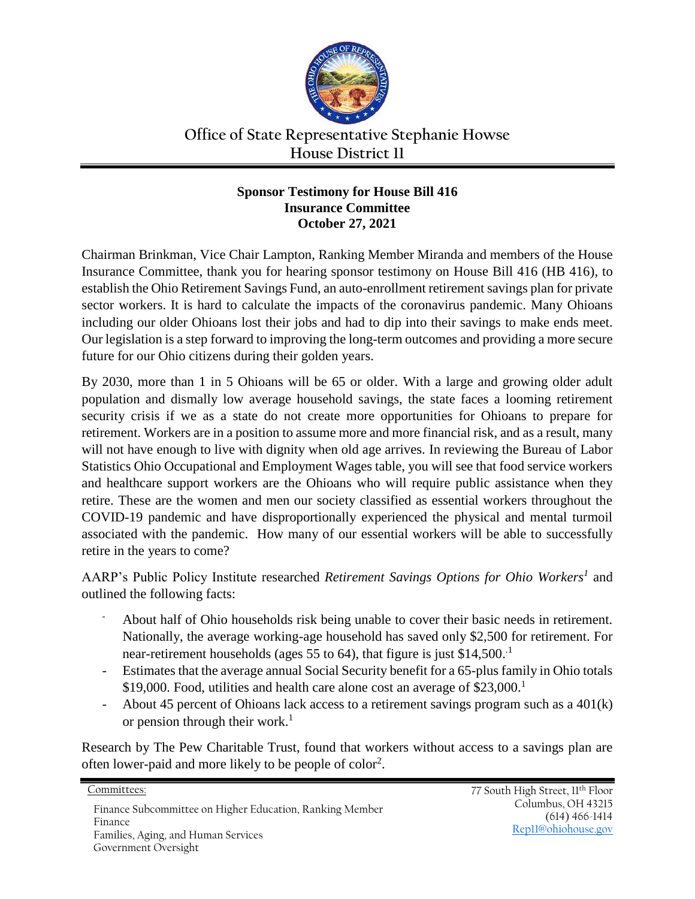# Office of State Representative Stephanie Howse
## House District 11

**Sponsor Testimony for House Bill 416**
**Insurance Committee**
**October 27, 2021**

Chairman Brinkman, Vice Chair Lampton, Ranking Member Miranda and members of the House Insurance Committee, thank you for hearing sponsor testimony on House Bill 416 (HB 416), to establish the Ohio Retirement Savings Fund, an auto-enrollment retirement savings plan for private sector workers. It is hard to calculate the impacts of the coronavirus pandemic. Many Ohioans including our older Ohioans lost their jobs and had to dip into their savings to make ends meet. Our legislation is a step forward to improving the long-term outcomes and providing a more secure future for our Ohio citizens during their golden years.

By 2030, more than 1 in 5 Ohioans will be 65 or older. With a large and growing older adult population and dismally low average household savings, the state faces a looming retirement security crisis if we as a state do not create more opportunities for Ohioans to prepare for retirement. Workers are in a position to assume more and more financial risk, and as a result, many will not have enough to live with dignity when old age arrives. In reviewing the Bureau of Labor Statistics Ohio Occupational and Employment Wages table, you will see that food service workers and healthcare support workers are the Ohioans who will require public assistance when they retire. These are the women and men our society classified as essential workers throughout the COVID-19 pandemic and have disproportionally experienced the physical and mental turmoil associated with the pandemic. How many of our essential workers will be able to successfully retire in the years to come?

AARP's Public Policy Institute researched *Retirement Savings Options for Ohio Workers*[1] and outlined the following facts:

- About half of Ohio households risk being unable to cover their basic needs in retirement. Nationally, the average working-age household has saved only $2,500 for retirement. For near-retirement households (ages 55 to 64), that figure is just $14,500.[1]
- Estimates that the average annual Social Security benefit for a 65-plus family in Ohio totals $19,000. Food, utilities and health care alone cost an average of $23,000.[1]
- About 45 percent of Ohioans lack access to a retirement savings program such as a 401(k) or pension through their work.[1]

Research by The Pew Charitable Trust, found that workers without access to a savings plan are often lower-paid and more likely to be people of color[2].

Committees:

Finance Subcommittee on Higher Education, Ranking Member
Finance
Families, Aging, and Human Services
Government Oversight

77 South High Street, 11th Floor
Columbus, OH 43215
(614) 466-1414
Rep11@ohiohouse.gov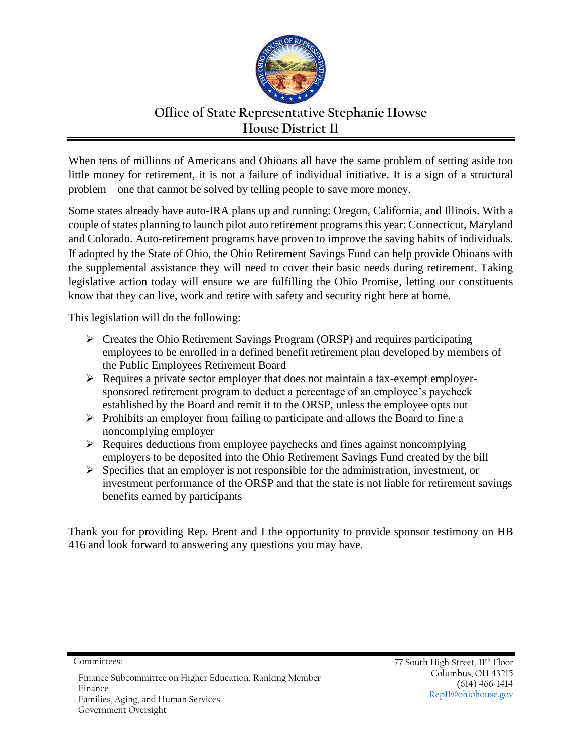# Office of State Representative Stephanie Howse
## House District 11

When tens of millions of Americans and Ohioans all have the same problem of setting aside too little money for retirement, it is not a failure of individual initiative. It is a sign of a structural problem—one that cannot be solved by telling people to save more money.

Some states already have auto-IRA plans up and running: Oregon, California, and Illinois. With a couple of states planning to launch pilot auto retirement programs this year: Connecticut, Maryland and Colorado. Auto-retirement programs have proven to improve the saving habits of individuals. If adopted by the State of Ohio, the Ohio Retirement Savings Fund can help provide Ohioans with the supplemental assistance they will need to cover their basic needs during retirement. Taking legislative action today will ensure we are fulfilling the Ohio Promise, letting our constituents know that they can live, work and retire with safety and security right here at home.

This legislation will do the following:

- Creates the Ohio Retirement Savings Program (ORSP) and requires participating employees to be enrolled in a defined benefit retirement plan developed by members of the Public Employees Retirement Board
- Requires a private sector employer that does not maintain a tax-exempt employer-sponsored retirement program to deduct a percentage of an employee's paycheck established by the Board and remit it to the ORSP, unless the employee opts out
- Prohibits an employer from failing to participate and allows the Board to fine a noncomplying employer
- Requires deductions from employee paychecks and fines against noncomplying employers to be deposited into the Ohio Retirement Savings Fund created by the bill
- Specifies that an employer is not responsible for the administration, investment, or investment performance of the ORSP and that the state is not liable for retirement savings benefits earned by participants

Thank you for providing Rep. Brent and I the opportunity to provide sponsor testimony on HB 416 and look forward to answering any questions you may have.

Committees:

Finance Subcommittee on Higher Education, Ranking Member
Finance
Families, Aging, and Human Services
Government Oversight

77 South High Street, 11th Floor
Columbus, OH 43215
(614) 466-1414
Rep11@ohiohouse.gov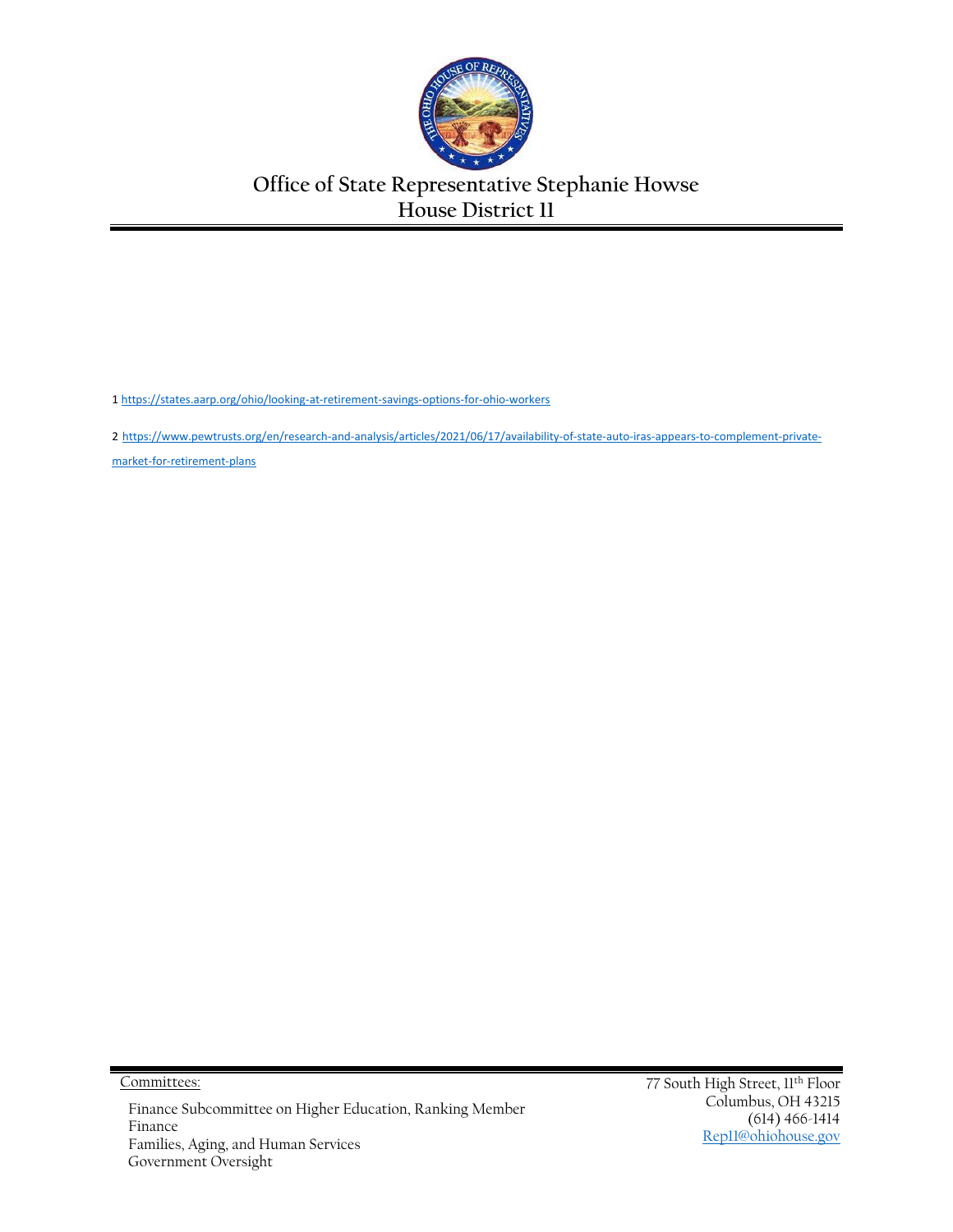1 https://states.aarp.org/ohio/looking-at-retirement-savings-options-for-ohio-workers

2 https://www.pewtrusts.org/en/research-and-analysis/articles/2021/06/17/availability-of-state-auto-iras-appears-to-complement-private-market-for-retirement-plans